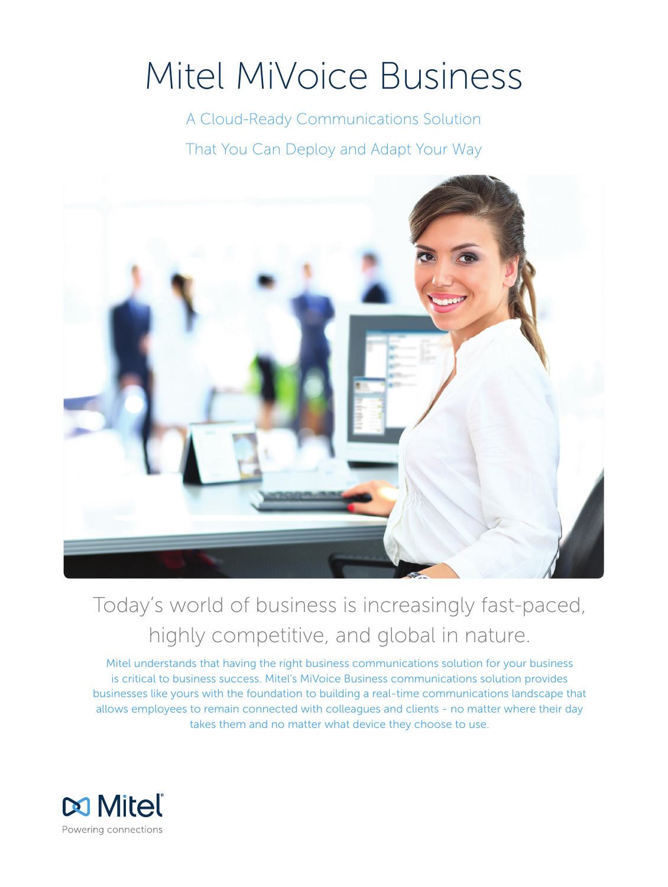# Mitel MiVoice Business

A Cloud-Ready Communications Solution

That You Can Deploy and Adapt Your Way

## Today's world of business is increasingly fast-paced, highly competitive, and global in nature.

Mitel understands that having the right business communications solution for your business is critical to business success. Mitel's MiVoice Business communications solution provides businesses like yours with the foundation to building a real-time communications landscape that allows employees to remain connected with colleagues and clients - no matter where their day takes them and no matter what device they choose to use.

Mitel

Powering connections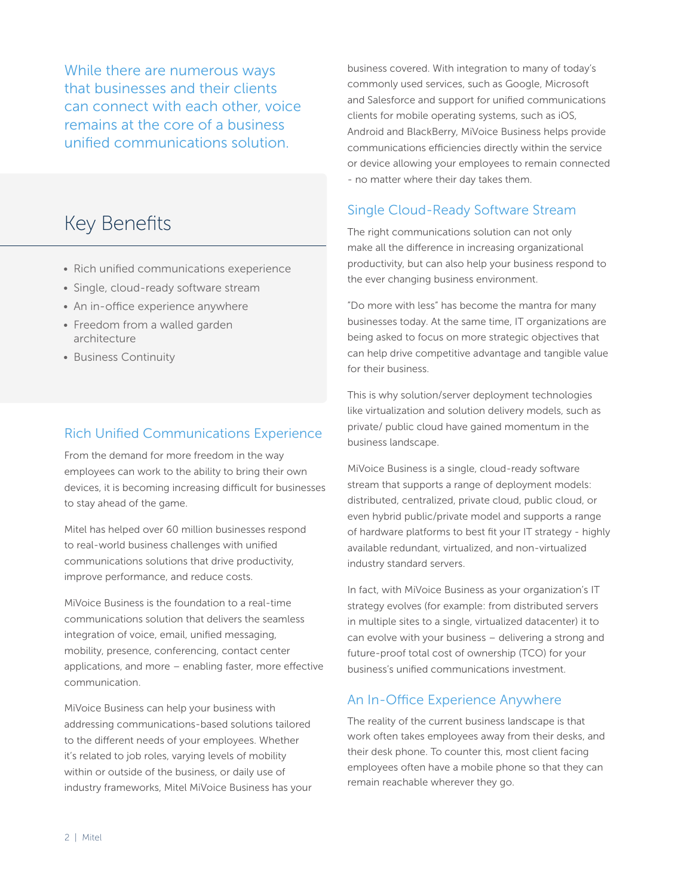While there are numerous ways that businesses and their clients can connect with each other, voice remains at the core of a business unified communications solution.

## Key Benefits

- Rich unified communications exeperience
- Single, cloud-ready software stream
- An in-office experience anywhere
- Freedom from a walled garden architecture
- Business Continuity

## Rich Unified Communications Experience

From the demand for more freedom in the way employees can work to the ability to bring their own devices, it is becoming increasing difficult for businesses to stay ahead of the game.

Mitel has helped over 60 million businesses respond to real-world business challenges with unified communications solutions that drive productivity, improve performance, and reduce costs.

MiVoice Business is the foundation to a real-time communications solution that delivers the seamless integration of voice, email, unified messaging, mobility, presence, conferencing, contact center applications, and more – enabling faster, more effective communication.

MiVoice Business can help your business with addressing communications-based solutions tailored to the different needs of your employees. Whether it's related to job roles, varying levels of mobility within or outside of the business, or daily use of industry frameworks, Mitel MiVoice Business has your business covered. With integration to many of today's commonly used services, such as Google, Microsoft and Salesforce and support for unified communications clients for mobile operating systems, such as iOS, Android and BlackBerry, MiVoice Business helps provide communications efficiencies directly within the service or device allowing your employees to remain connected - no matter where their day takes them.

## Single Cloud-Ready Software Stream

The right communications solution can not only make all the difference in increasing organizational productivity, but can also help your business respond to the ever changing business environment.

"Do more with less" has become the mantra for many businesses today. At the same time, IT organizations are being asked to focus on more strategic objectives that can help drive competitive advantage and tangible value for their business.

This is why solution/server deployment technologies like virtualization and solution delivery models, such as private/ public cloud have gained momentum in the business landscape.

MiVoice Business is a single, cloud-ready software stream that supports a range of deployment models: distributed, centralized, private cloud, public cloud, or even hybrid public/private model and supports a range of hardware platforms to best fit your IT strategy - highly available redundant, virtualized, and non-virtualized industry standard servers.

In fact, with MiVoice Business as your organization's IT strategy evolves (for example: from distributed servers in multiple sites to a single, virtualized datacenter) it to can evolve with your business – delivering a strong and future-proof total cost of ownership (TCO) for your business's unified communications investment.

## An In-Office Experience Anywhere

The reality of the current business landscape is that work often takes employees away from their desks, and their desk phone. To counter this, most client facing employees often have a mobile phone so that they can remain reachable wherever they go.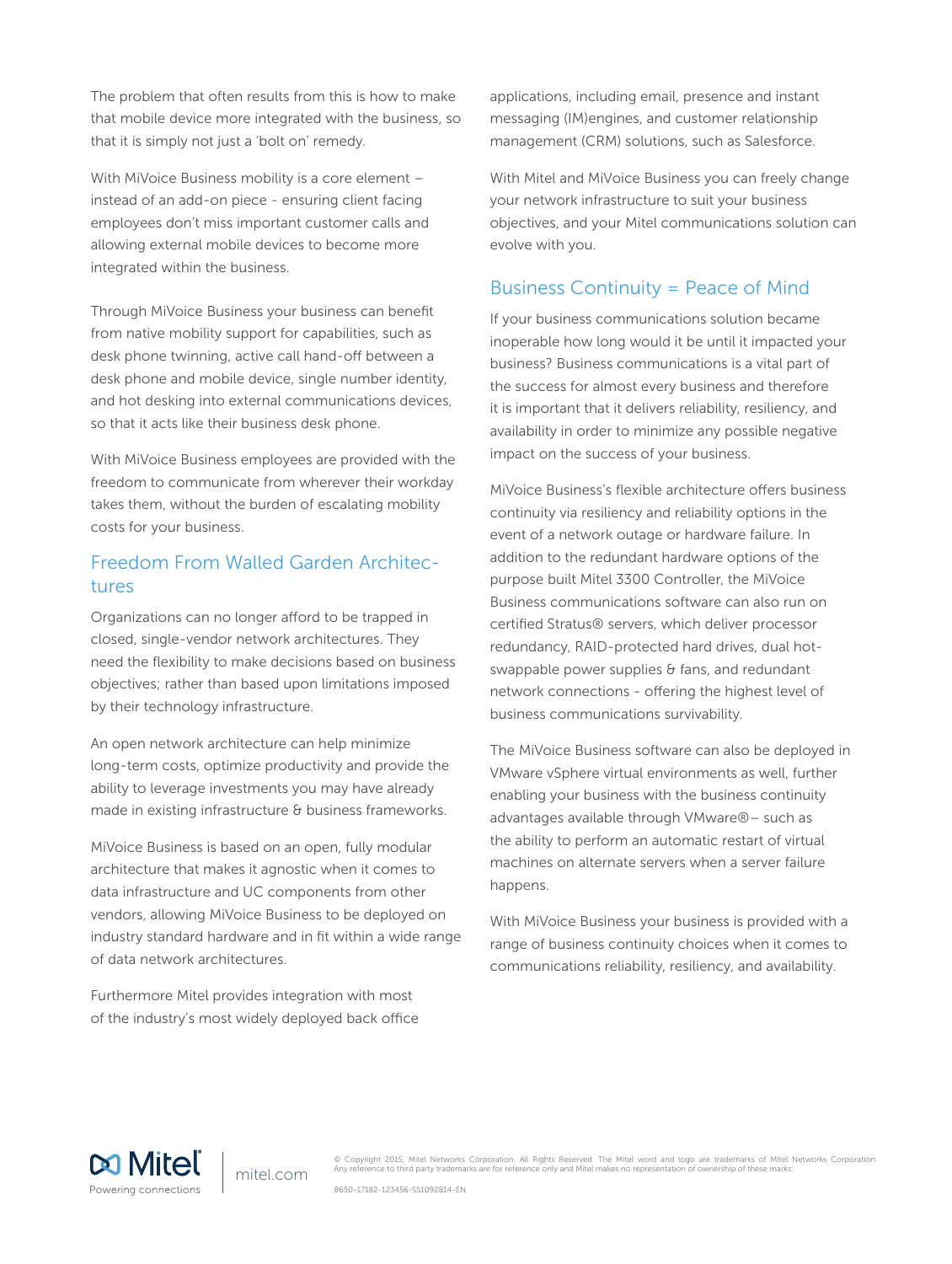The problem that often results from this is how to make that mobile device more integrated with the business, so that it is simply not just a 'bolt on' remedy.

With MiVoice Business mobility is a core element – instead of an add-on piece - ensuring client facing employees don't miss important customer calls and allowing external mobile devices to become more integrated within the business.

Through MiVoice Business your business can benefit from native mobility support for capabilities, such as desk phone twinning, active call hand-off between a desk phone and mobile device, single number identity, and hot desking into external communications devices, so that it acts like their business desk phone.

With MiVoice Business employees are provided with the freedom to communicate from wherever their workday takes them, without the burden of escalating mobility costs for your business.

## Freedom From Walled Garden Architectures

Organizations can no longer afford to be trapped in closed, single-vendor network architectures. They need the flexibility to make decisions based on business objectives; rather than based upon limitations imposed by their technology infrastructure.

An open network architecture can help minimize long-term costs, optimize productivity and provide the ability to leverage investments you may have already made in existing infrastructure & business frameworks.

MiVoice Business is based on an open, fully modular architecture that makes it agnostic when it comes to data infrastructure and UC components from other vendors, allowing MiVoice Business to be deployed on industry standard hardware and in fit within a wide range of data network architectures.

Furthermore Mitel provides integration with most of the industry's most widely deployed back office applications, including email, presence and instant messaging (IM)engines, and customer relationship management (CRM) solutions, such as Salesforce.

With Mitel and MiVoice Business you can freely change your network infrastructure to suit your business objectives, and your Mitel communications solution can evolve with you.

## Business Continuity = Peace of Mind

If your business communications solution became inoperable how long would it be until it impacted your business? Business communications is a vital part of the success for almost every business and therefore it is important that it delivers reliability, resiliency, and availability in order to minimize any possible negative impact on the success of your business.

MiVoice Business's flexible architecture offers business continuity via resiliency and reliability options in the event of a network outage or hardware failure. In addition to the redundant hardware options of the purpose built Mitel 3300 Controller, the MiVoice Business communications software can also run on certified Stratus® servers, which deliver processor redundancy, RAID-protected hard drives, dual hot-swappable power supplies & fans, and redundant network connections - offering the highest level of business communications survivability.

The MiVoice Business software can also be deployed in VMware vSphere virtual environments as well, further enabling your business with the business continuity advantages available through VMware®– such as the ability to perform an automatic restart of virtual machines on alternate servers when a server failure happens.

With MiVoice Business your business is provided with a range of business continuity choices when it comes to communications reliability, resiliency, and availability.

Mitel
Powering connections

mitel.com

© Copyright 2015, Mitel Networks Corporation. All Rights Reserved. The Mitel word and logo are trademarks of Mitel Networks Corporation. Any reference to third party trademarks are for reference only and Mitel makes no representation of ownership of these marks.

8650-17182-123456-SS1092814-EN